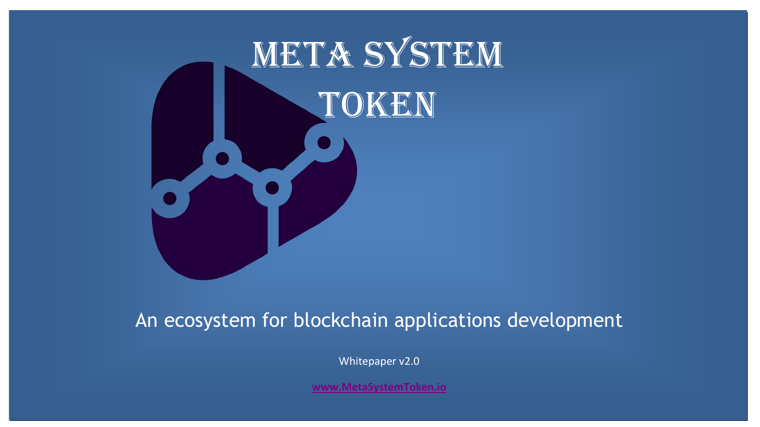# Meta System Token

An ecosystem for blockchain applications development

Whitepaper v2.0

www.MetaSystemToken.io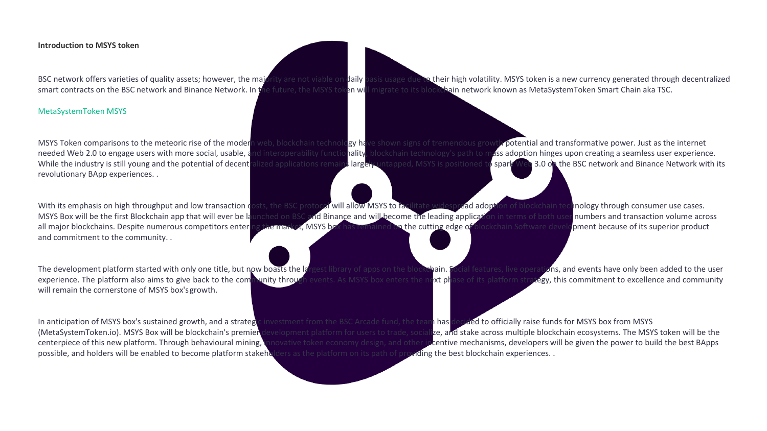**Introduction to MSYS token**

BSC network offers varieties of quality assets; however, the majority are not viable on daily basis usage due to their high volatility. MSYS token is a new currency generated through decentralized smart contracts on the BSC network and Binance Network. In the future, the MSYS token will migrate to its blockchain network known as MetaSystemToken Smart Chain aka TSC.

MetaSystemToken MSYS

MSYS Token comparisons to the meteoric rise of the modern web, blockchain technology have shown signs of tremendous growth potential and transformative power. Just as the internet needed Web 2.0 to engage users with more social, usable, and interoperability functionality, blockchain technology's path to mass adoption hinges upon creating a seamless user experience. While the industry is still young and the potential of decentralized applications remains largely untapped, MSYS is positioned to spark Web 3.0 on the BSC network and Binance Network with its revolutionary BApp experiences. .

With its emphasis on high throughput and low transaction costs, the BSC protocol will allow MSYS to facilitate widespread adoption of blockchain technology through consumer use cases. MSYS Box will be the first Blockchain app that will ever be launched on BSC and Binance and will become the leading application in terms of both user numbers and transaction volume across all major blockchains. Despite numerous competitors entering the market, MSYS box has remained on the cutting edge of blockchain Software development because of its superior product and commitment to the community. .

The development platform started with only one title, but now boasts the largest library of apps on the blockchain. Social features, live operations, and events have only been added to the user experience. The platform also aims to give back to the community through events. As MSYS box enters the next phase of its platform strategy, this commitment to excellence and community will remain the cornerstone of MSYS box's growth.

In anticipation of MSYS box's sustained growth, and a strategic investment from the BSC Arcade fund, the team has decided to officially raise funds for MSYS box from MSYS (MetaSystemToken.io). MSYS Box will be blockchain's premier development platform for users to trade, socialize, and stake across multiple blockchain ecosystems. The MSYS token will be the centerpiece of this new platform. Through behavioural mining, innovative token economy design, and other incentive mechanisms, developers will be given the power to build the best BApps possible, and holders will be enabled to become platform stakeholders as the platform on its path of providing the best blockchain experiences. .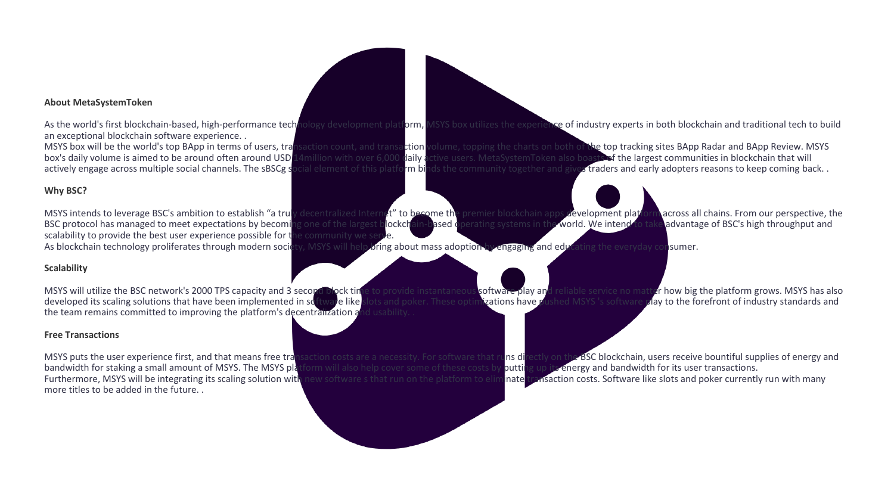**About MetaSystemToken**

As the world's first blockchain-based, high-performance technology development platform, MSYS box utilizes the experience of industry experts in both blockchain and traditional tech to build an exceptional blockchain software experience. .
MSYS box will be the world's top BApp in terms of users, transaction count, and transaction volume, topping the charts on both of the top tracking sites BApp Radar and BApp Review. MSYS box's daily volume is aimed to be around often around USD 14million with over 6,000 daily active users. MetaSystemToken also boasts of the largest communities in blockchain that will actively engage across multiple social channels. The sBSCg social element of this platform binds the community together and gives traders and early adopters reasons to keep coming back. .

**Why BSC?**

MSYS intends to leverage BSC's ambition to establish "a truly decentralized Internet" to become the premier blockchain apps development platform across all chains. From our perspective, the BSC protocol has managed to meet expectations by becoming one of the largest blockchain-based operating systems in the world. We intend to take advantage of BSC's high throughput and scalability to provide the best user experience possible for the community we serve.
As blockchain technology proliferates through modern society, MSYS will help bring about mass adoption by engaging and educating the everyday consumer.

**Scalability**

MSYS will utilize the BSC network's 2000 TPS capacity and 3 second block time to provide instantaneous software play and reliable service no matter how big the platform grows. MSYS has also developed its scaling solutions that have been implemented in software like slots and poker. These optimizations have pushed MSYS 's software play to the forefront of industry standards and the team remains committed to improving the platform's decentralization and usability. .

**Free Transactions**

MSYS puts the user experience first, and that means free transaction costs are a necessity. For software that runs directly on the BSC blockchain, users receive bountiful supplies of energy and bandwidth for staking a small amount of MSYS. The MSYS platform will also help cover some of these costs by putting up its energy and bandwidth for its user transactions.
Furthermore, MSYS will be integrating its scaling solution with new software s that run on the platform to eliminate transaction costs. Software like slots and poker currently run with many more titles to be added in the future. .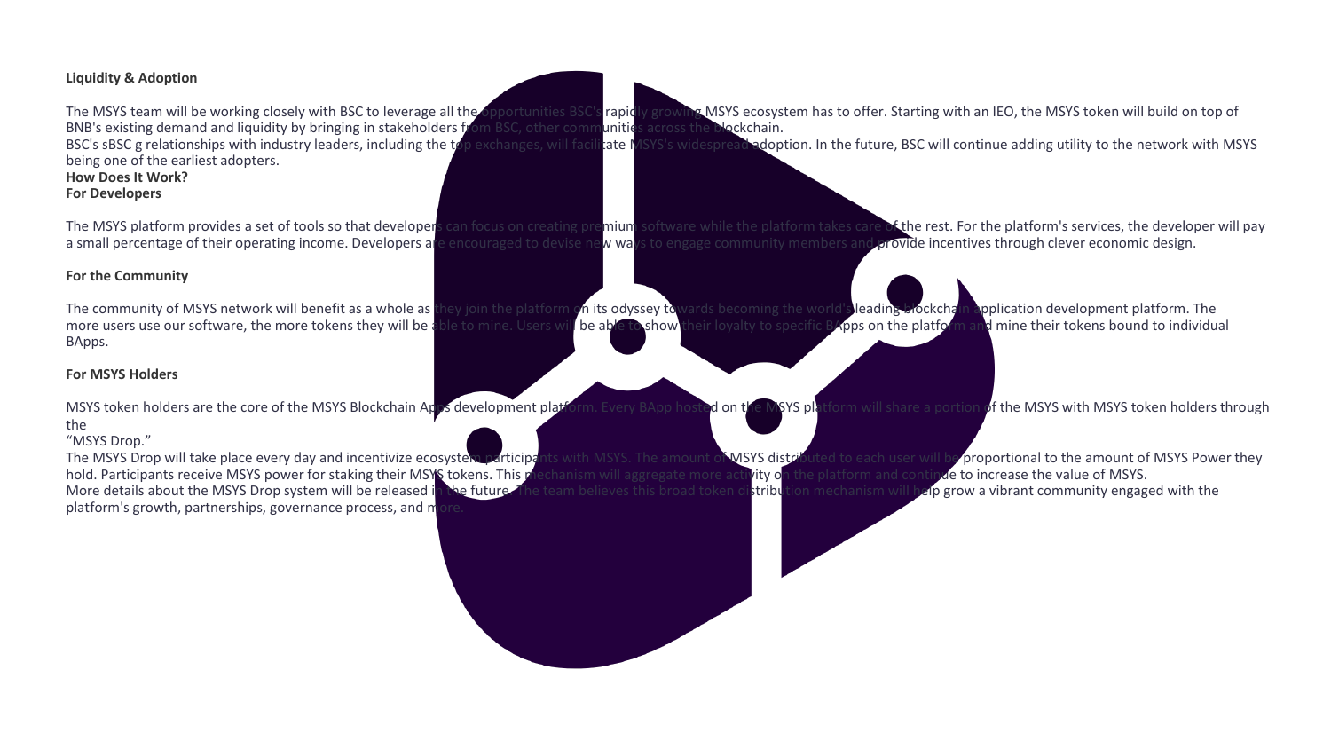**Liquidity & Adoption**

The MSYS team will be working closely with BSC to leverage all the opportunities BSC's rapidly growing MSYS ecosystem has to offer. Starting with an IEO, the MSYS token will build on top of BNB's existing demand and liquidity by bringing in stakeholders from BSC, other communities across the blockchain.
BSC's sBSC g relationships with industry leaders, including the top exchanges, will facilitate MSYS's widespread adoption. In the future, BSC will continue adding utility to the network with MSYS being one of the earliest adopters.

**How Does It Work?**

**For Developers**

The MSYS platform provides a set of tools so that developers can focus on creating premium software while the platform takes care of the rest. For the platform's services, the developer will pay a small percentage of their operating income. Developers are encouraged to devise new ways to engage community members and provide incentives through clever economic design.

**For the Community**

The community of MSYS network will benefit as a whole as they join the platform on its odyssey towards becoming the world's leading blockchain application development platform. The more users use our software, the more tokens they will be able to mine. Users will be able to show their loyalty to specific BApps on the platform and mine their tokens bound to individual BApps.

**For MSYS Holders**

MSYS token holders are the core of the MSYS Blockchain Apps development platform. Every BApp hosted on the MSYS platform will share a portion of the MSYS with MSYS token holders through the
"MSYS Drop."
The MSYS Drop will take place every day and incentivize ecosystem participants with MSYS. The amount of MSYS distributed to each user will be proportional to the amount of MSYS Power they hold. Participants receive MSYS power for staking their MSYS tokens. This mechanism will aggregate more activity on the platform and continue to increase the value of MSYS.
More details about the MSYS Drop system will be released in the future. The team believes this broad token distribution mechanism will help grow a vibrant community engaged with the platform's growth, partnerships, governance process, and more.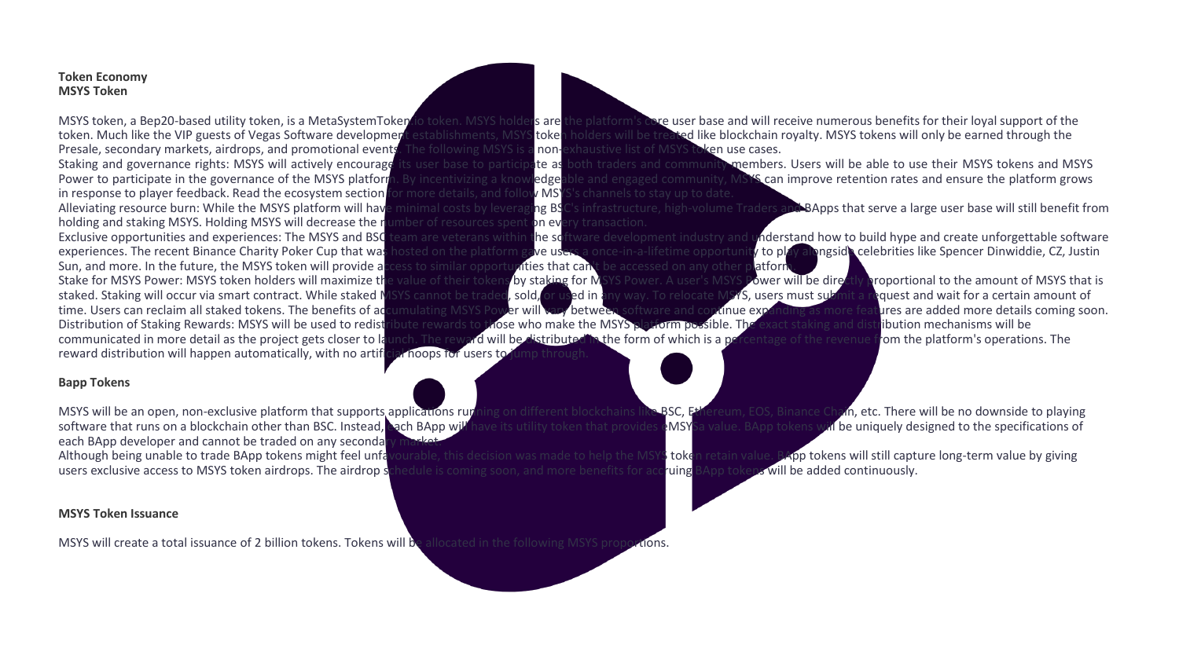**Token Economy**
**MSYS Token**

MSYS token, a Bep20-based utility token, is a MetaSystemToken0 token. MSYS holders are the platform's core user base and will receive numerous benefits for their loyal support of the token. Much like the VIP guests of Vegas Software development establishments, MSYS token holders will be treated like blockchain royalty. MSYS tokens will only be earned through the Presale, secondary markets, airdrops, and promotional events. The following MSYS is a non-exhaustive list of MSYS token use cases.
Staking and governance rights: MSYS will actively encourage its user base to participate as both traders and community members. Users will be able to use their MSYS tokens and MSYS Power to participate in the governance of the MSYS platform. By incentivizing a knowledgeable and engaged community, MSYS can improve retention rates and ensure the platform grows in response to player feedback. Read the ecosystem section for more details, and follow MSYS's channels to stay up to date.
Alleviating resource burn: While the MSYS platform will have minimal costs by leveraging BSC's infrastructure, high-volume Traders and BApps that serve a large user base will still benefit from holding and staking MSYS. Holding MSYS will decrease the number of resources spent on every transaction.
Exclusive opportunities and experiences: The MSYS and BSC team are veterans within the software development industry and understand how to build hype and create unforgettable software experiences. The recent Binance Charity Poker Cup that was hosted on the platform gave users a once-in-a-lifetime opportunity to play alongside celebrities like Spencer Dinwiddie, CZ, Justin Sun, and more. In the future, the MSYS token will provide access to similar opportunities that can't be accessed on any other platform.
Stake for MSYS Power: MSYS token holders will maximize the value of their tokens by staking for MSYS Power. A user's MSYS Power will be directly proportional to the amount of MSYS that is staked. Staking will occur via smart contract. While staked MSYS cannot be traded, sold, or used in any way. To relocate MSYS, users must submit a request and wait for a certain amount of time. Users can reclaim all staked tokens. The benefits of accumulating MSYS Power will vary between software and continue expanding as more features are added more details coming soon.
Distribution of Staking Rewards: MSYS will be used to redistribute rewards to those who make the MSYS platform possible. The exact staking and distribution mechanisms will be communicated in more detail as the project gets closer to launch. The reward will be distributed in the form of which is a percentage of the revenue from the platform's operations. The reward distribution will happen automatically, with no artificial hoops for users to jump through.

**Bapp Tokens**

MSYS will be an open, non-exclusive platform that supports applications running on different blockchains like BSC, Ethereum, EOS, Binance Chain, etc. There will be no downside to playing software that runs on a blockchain other than BSC. Instead, each BApp will have its utility token that provides eMSYSa value. BApp tokens will be uniquely designed to the specifications of each BApp developer and cannot be traded on any secondary market.
Although being unable to trade BApp tokens might feel unfavourable, this decision was made to help the MSYS token retain value. BApp tokens will still capture long-term value by giving users exclusive access to MSYS token airdrops. The airdrop schedule is coming soon, and more benefits for accruing BApp tokens will be added continuously.

**MSYS Token Issuance**

MSYS will create a total issuance of 2 billion tokens. Tokens will be allocated in the following MSYS proportions.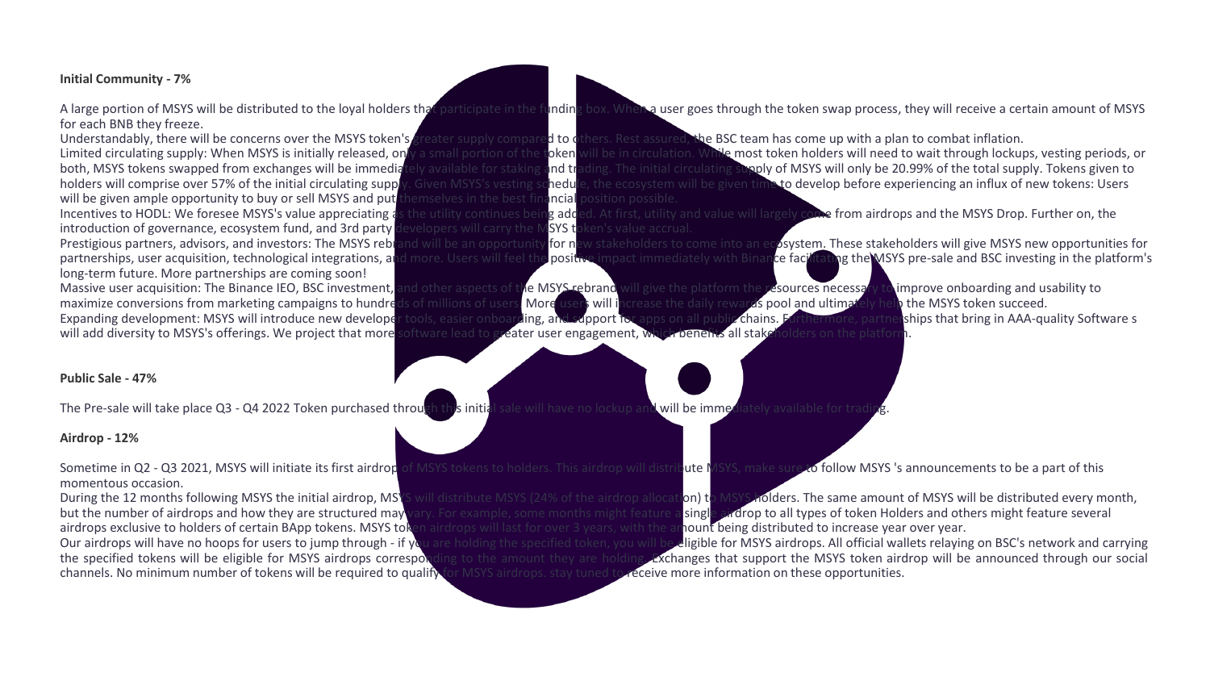**Initial Community - 7%**

A large portion of MSYS will be distributed to the loyal holders that participate in the funding box. When a user goes through the token swap process, they will receive a certain amount of MSYS for each BNB they freeze.

Understandably, there will be concerns over the MSYS token's greater supply compared to others. Rest assured, the BSC team has come up with a plan to combat inflation.

Limited circulating supply: When MSYS is initially released, only a small portion of the token will be in circulation. While most token holders will need to wait through lockups, vesting periods, or both, MSYS tokens swapped from exchanges will be immediately available for staking and trading. The initial circulating supply of MSYS will only be 20.99% of the total supply. Tokens given to holders will comprise over 57% of the initial circulating supply. Given MSYS's vesting schedule, the ecosystem will be given time to develop before experiencing an influx of new tokens: Users will be given ample opportunity to buy or sell MSYS and put themselves in the best financial position possible.

Incentives to HODL: We foresee MSYS's value appreciating as the utility continues being added. At first, utility and value will largely come from airdrops and the MSYS Drop. Further on, the introduction of governance, ecosystem fund, and 3rd party developers will carry the MSYS token's value accrual.

Prestigious partners, advisors, and investors: The MSYS rebrand will be an opportunity for new stakeholders to come into an ecosystem. These stakeholders will give MSYS new opportunities for partnerships, user acquisition, technological integrations, and more. Users will feel the positive impact immediately with Binance facilitating the MSYS pre-sale and BSC investing in the platform's long-term future. More partnerships are coming soon!

Massive user acquisition: The Binance IEO, BSC investment, and other aspects of the MSYS rebrand will give the platform the resources necessary to improve onboarding and usability to maximize conversions from marketing campaigns to hundreds of millions of users. More users will increase the daily rewards pool and ultimately help the MSYS token succeed.

Expanding development: MSYS will introduce new developer tools, easier onboarding, and support for apps on all public chains. Furthermore, partnerships that bring in AAA-quality Software s will add diversity to MSYS's offerings. We project that more software lead to greater user engagement, which benefits all stakeholders on the platform.

**Public Sale - 47%**

The Pre-sale will take place Q3 - Q4 2022 Token purchased through this initial sale will have no lockup and will be immediately available for trading.

**Airdrop - 12%**

Sometime in Q2 - Q3 2021, MSYS will initiate its first airdrop of MSYS tokens to holders. This airdrop will distribute MSYS, make sure to follow MSYS 's announcements to be a part of this momentous occasion.

During the 12 months following MSYS the initial airdrop, MSYS will distribute MSYS (24% of the airdrop allocation) to MSYS holders. The same amount of MSYS will be distributed every month, but the number of airdrops and how they are structured may vary. For example, some months might feature a single airdrop to all types of token Holders and others might feature several airdrops exclusive to holders of certain BApp tokens. MSYS token airdrops will last for over 3 years, with the amount being distributed to increase year over year.

Our airdrops will have no hoops for users to jump through - if you are holding the specified token, you will be eligible for MSYS airdrops. All official wallets relaying on BSC's network and carrying the specified tokens will be eligible for MSYS airdrops corresponding to the amount they are holding. Exchanges that support the MSYS token airdrop will be announced through our social channels. No minimum number of tokens will be required to qualify for MSYS airdrops. stay tuned to receive more information on these opportunities.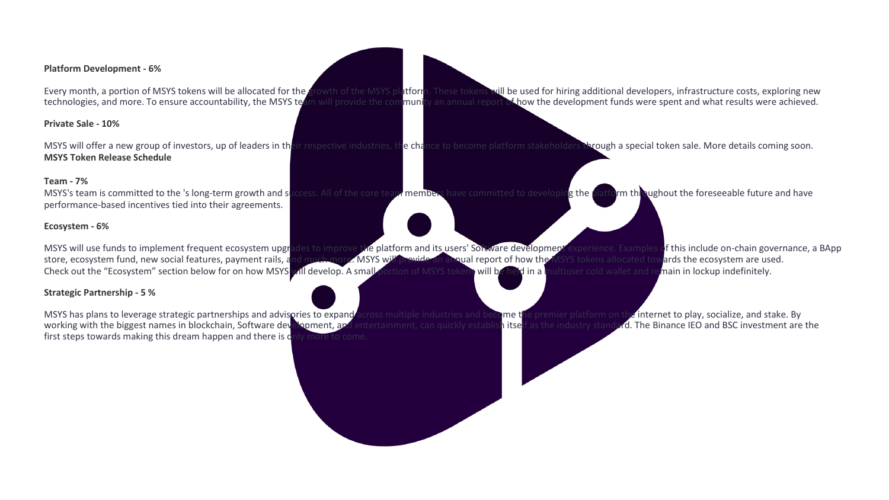**Platform Development - 6%**

Every month, a portion of MSYS tokens will be allocated for the growth of the MSYS platform. These tokens will be used for hiring additional developers, infrastructure costs, exploring new technologies, and more. To ensure accountability, the MSYS team will provide the community an annual report of how the development funds were spent and what results were achieved.

**Private Sale - 10%**

MSYS will offer a new group of investors, up of leaders in their respective industries, the chance to become platform stakeholders through a special token sale. More details coming soon.

**MSYS Token Release Schedule**

**Team - 7%**

MSYS's team is committed to the 's long-term growth and success. All of the core team members have committed to developing the platform throughout the foreseeable future and have performance-based incentives tied into their agreements.

**Ecosystem - 6%**

MSYS will use funds to implement frequent ecosystem upgrades to improve the platform and its users' Software development experience. Examples of this include on-chain governance, a BApp store, ecosystem fund, new social features, payment rails, and much more. MSYS will provide an annual report of how the MSYS tokens allocated towards the ecosystem are used. Check out the “Ecosystem” section below for on how MSYS will develop. A small portion of MSYS tokens will be held in a multiuser cold wallet and remain in lockup indefinitely.

**Strategic Partnership - 5 %**

MSYS has plans to leverage strategic partnerships and advisories to expand across multiple industries and become the premier platform on the internet to play, socialize, and stake. By working with the biggest names in blockchain, Software development, and entertainment, can quickly establish itself as the industry standard. The Binance IEO and BSC investment are the first steps towards making this dream happen and there is only more to come.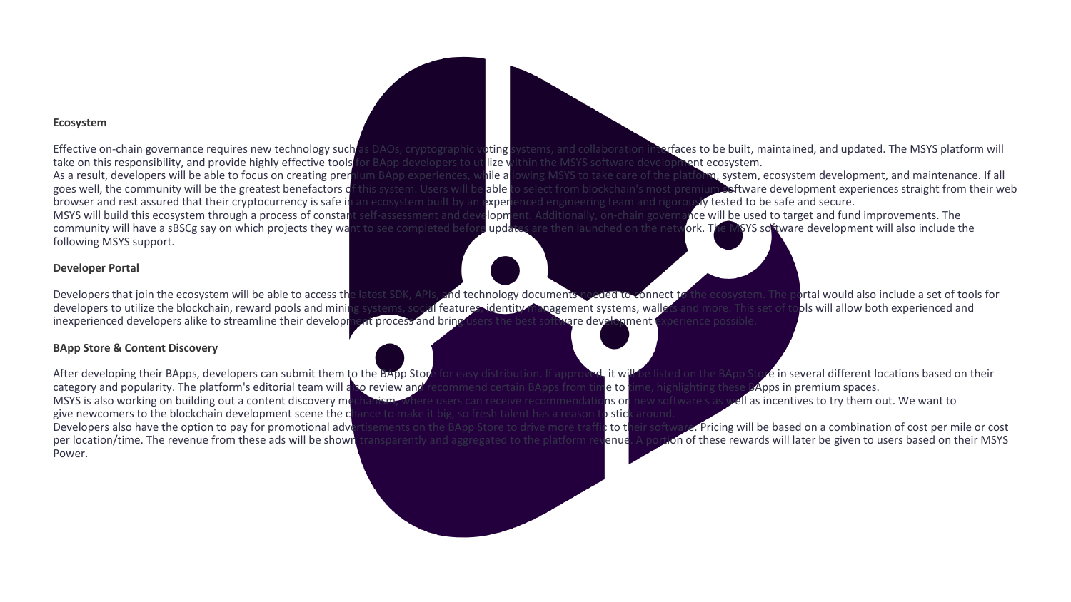**Ecosystem**

Effective on-chain governance requires new technology such as DAOs, cryptographic voting systems, and collaboration interfaces to be built, maintained, and updated. The MSYS platform will take on this responsibility, and provide highly effective tools for BApp developers to utilize within the MSYS software development ecosystem.

As a result, developers will be able to focus on creating premium BApp experiences, while allowing MSYS to take care of the platform, system, ecosystem development, and maintenance. If all goes well, the community will be the greatest benefactors of this system. Users will be able to select from blockchain's most premium software development experiences straight from their web browser and rest assured that their cryptocurrency is safe in an ecosystem built by an experienced engineering team and rigorously tested to be safe and secure.

MSYS will build this ecosystem through a process of constant self-assessment and development. Additionally, on-chain governance will be used to target and fund improvements. The community will have a sBSCg say on which projects they want to see completed before updates are then launched on the network. The MSYS software development will also include the following MSYS support.

**Developer Portal**

Developers that join the ecosystem will be able to access the latest SDK, APIs, and technology documents needed to connect to the ecosystem. The portal would also include a set of tools for developers to utilize the blockchain, reward pools and mining systems, social features, identity management systems, wallets and more. This set of tools will allow both experienced and inexperienced developers alike to streamline their development process and bring users the best software development experience possible.

**BApp Store & Content Discovery**

After developing their BApps, developers can submit them to the BApp Store for easy distribution. If approved, it will be listed on the BApp Store in several different locations based on their category and popularity. The platform's editorial team will also review and recommend certain BApps from time to time, highlighting these BApps in premium spaces.

MSYS is also working on building out a content discovery mechanism, where users can receive recommendations on new software s as well as incentives to try them out. We want to give newcomers to the blockchain development scene the chance to make it big, so fresh talent has a reason to stick around.

Developers also have the option to pay for promotional advertisements on the BApp Store to drive more traffic to their software. Pricing will be based on a combination of cost per mile or cost per location/time. The revenue from these ads will be shown transparently and aggregated to the platform revenue. A portion of these rewards will later be given to users based on their MSYS Power.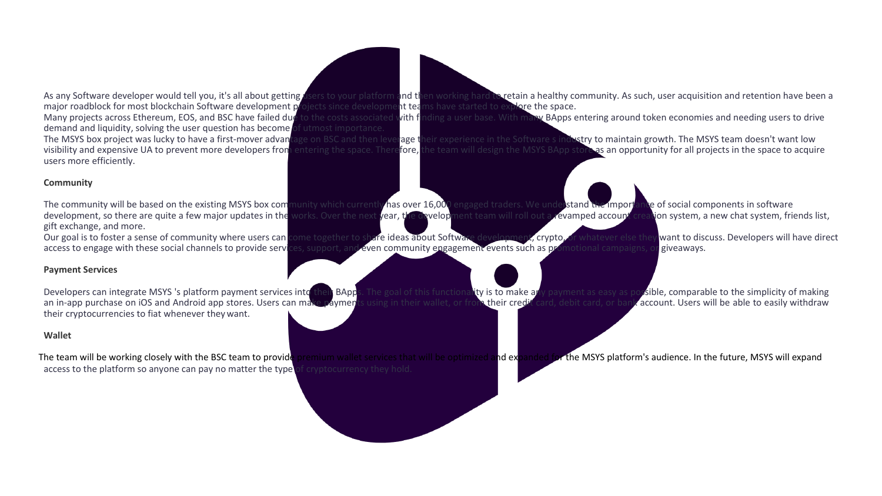As any Software developer would tell you, it's all about getting users to your platform and then working hard to retain a healthy community. As such, user acquisition and retention have been a major roadblock for most blockchain Software development projects since development teams have started to explore the space.

Many projects across Ethereum, EOS, and BSC have failed due to the costs associated with finding a user base. With many BApps entering around token economies and needing users to drive demand and liquidity, solving the user question has become of utmost importance.

The MSYS box project was lucky to have a first-mover advantage on BSC and then leverage their experience in the Software s industry to maintain growth. The MSYS team doesn't want low visibility and expensive UA to prevent more developers from entering the space. Therefore, the team will design the MSYS BApp store as an opportunity for all projects in the space to acquire users more efficiently.

**Community**

The community will be based on the existing MSYS box community which currently has over 16,000 engaged traders. We understand the importance of social components in software development, so there are quite a few major updates in the works. Over the next year, the development team will roll out a revamped account creation system, a new chat system, friends list, gift exchange, and more.

Our goal is to foster a sense of community where users can come together to share ideas about Software development, crypto, or whatever else they want to discuss. Developers will have direct access to engage with these social channels to provide services, support, and even community engagement events such as promotional campaigns, or giveaways.

**Payment Services**

Developers can integrate MSYS 's platform payment services into their BApps. The goal of this functionality is to make any payment as easy as possible, comparable to the simplicity of making an in-app purchase on iOS and Android app stores. Users can make payments using in their wallet, or from their credit card, debit card, or bank account. Users will be able to easily withdraw their cryptocurrencies to fiat whenever they want.

**Wallet**

The team will be working closely with the BSC team to provide premium wallet services that will be optimized and expanded for the MSYS platform's audience. In the future, MSYS will expand access to the platform so anyone can pay no matter the type of cryptocurrency they hold.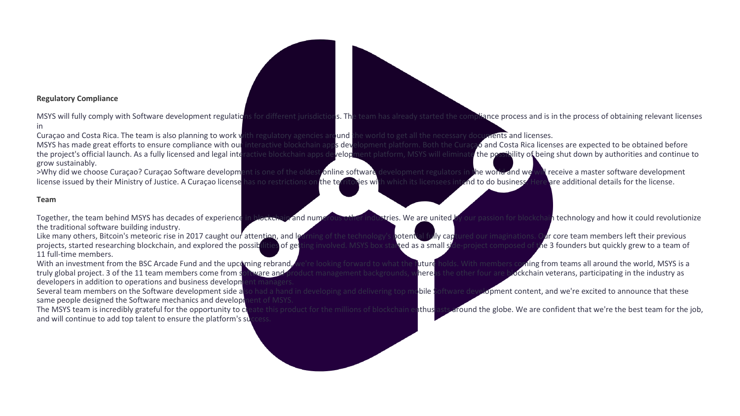**Regulatory Compliance**

MSYS will fully comply with Software development regulations for different jurisdictions. The team has already started the compliance process and is in the process of obtaining relevant licenses in
Curaçao and Costa Rica. The team is also planning to work with regulatory agencies around the world to get all the necessary documents and licenses.
MSYS has made great efforts to ensure compliance with our interactive blockchain apps development platform. Both the Curaçao and Costa Rica licenses are expected to be obtained before the project's official launch. As a fully licensed and legal interactive blockchain apps development platform, MSYS will eliminate the possibility of being shut down by authorities and continue to grow sustainably.
>Why did we choose Curaçao? Curaçao Software development is one of the oldest online software development regulators in the world and we will receive a master software development license issued by their Ministry of Justice. A Curaçao license has no restrictions on the territories with which its licensees intend to do business. Here are additional details for the license.

**Team**

Together, the team behind MSYS has decades of experience in blockchain and numerous other industries. We are united by our passion for blockchain technology and how it could revolutionize the traditional software building industry.
Like many others, Bitcoin's meteoric rise in 2017 caught our attention, and learning of the technology's potential fully captured our imaginations. Our core team members left their previous projects, started researching blockchain, and explored the possibilities of getting involved. MSYS box started as a small side-project composed of the 3 founders but quickly grew to a team of 11 full-time members.
With an investment from the BSC Arcade Fund and the upcoming rebrand, we're looking forward to what the future holds. With members coming from teams all around the world, MSYS is a truly global project. 3 of the 11 team members come from software and product management backgrounds, whereas the other four are blockchain veterans, participating in the industry as developers in addition to operations and business development managers.
Several team members on the Software development side also had a hand in developing and delivering top mobile Software development content, and we're excited to announce that these same people designed the Software mechanics and development of MSYS.
The MSYS team is incredibly grateful for the opportunity to create this product for the millions of blockchain enthusiasts around the globe. We are confident that we're the best team for the job, and will continue to add top talent to ensure the platform's success.